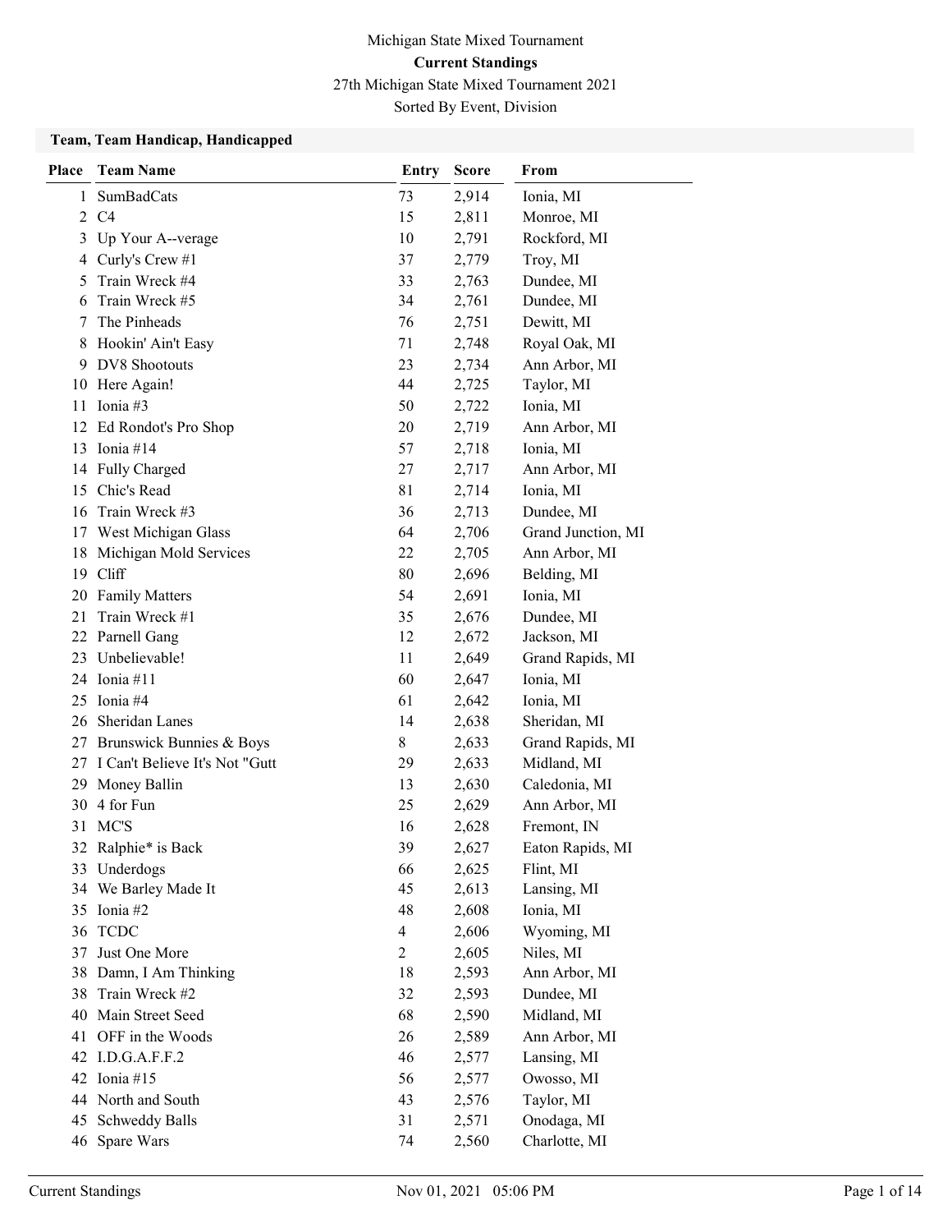# Michigan State Mixed Tournament

## Current Standings

27th Michigan State Mixed Tournament 2021

Sorted By Event, Division

### Team, Team Handicap, Handicapped

| Place | Team Name | Entry | Score | From |
|---|---|---|---|---|
| 1 | SumBadCats | 73 | 2,914 | Ionia, MI |
| 2 | C4 | 15 | 2,811 | Monroe, MI |
| 3 | Up Your A--verage | 10 | 2,791 | Rockford, MI |
| 4 | Curly's Crew #1 | 37 | 2,779 | Troy, MI |
| 5 | Train Wreck #4 | 33 | 2,763 | Dundee, MI |
| 6 | Train Wreck #5 | 34 | 2,761 | Dundee, MI |
| 7 | The Pinheads | 76 | 2,751 | Dewitt, MI |
| 8 | Hookin' Ain't Easy | 71 | 2,748 | Royal Oak, MI |
| 9 | DV8 Shootouts | 23 | 2,734 | Ann Arbor, MI |
| 10 | Here Again! | 44 | 2,725 | Taylor, MI |
| 11 | Ionia #3 | 50 | 2,722 | Ionia, MI |
| 12 | Ed Rondot's Pro Shop | 20 | 2,719 | Ann Arbor, MI |
| 13 | Ionia #14 | 57 | 2,718 | Ionia, MI |
| 14 | Fully Charged | 27 | 2,717 | Ann Arbor, MI |
| 15 | Chic's Read | 81 | 2,714 | Ionia, MI |
| 16 | Train Wreck #3 | 36 | 2,713 | Dundee, MI |
| 17 | West Michigan Glass | 64 | 2,706 | Grand Junction, MI |
| 18 | Michigan Mold Services | 22 | 2,705 | Ann Arbor, MI |
| 19 | Cliff | 80 | 2,696 | Belding, MI |
| 20 | Family Matters | 54 | 2,691 | Ionia, MI |
| 21 | Train Wreck #1 | 35 | 2,676 | Dundee, MI |
| 22 | Parnell Gang | 12 | 2,672 | Jackson, MI |
| 23 | Unbelievable! | 11 | 2,649 | Grand Rapids, MI |
| 24 | Ionia #11 | 60 | 2,647 | Ionia, MI |
| 25 | Ionia #4 | 61 | 2,642 | Ionia, MI |
| 26 | Sheridan Lanes | 14 | 2,638 | Sheridan, MI |
| 27 | Brunswick Bunnies & Boys | 8 | 2,633 | Grand Rapids, MI |
| 27 | I Can't Believe It's Not "Gutt | 29 | 2,633 | Midland, MI |
| 29 | Money Ballin | 13 | 2,630 | Caledonia, MI |
| 30 | 4 for Fun | 25 | 2,629 | Ann Arbor, MI |
| 31 | MC'S | 16 | 2,628 | Fremont, IN |
| 32 | Ralphie* is Back | 39 | 2,627 | Eaton Rapids, MI |
| 33 | Underdogs | 66 | 2,625 | Flint, MI |
| 34 | We Barley Made It | 45 | 2,613 | Lansing, MI |
| 35 | Ionia #2 | 48 | 2,608 | Ionia, MI |
| 36 | TCDC | 4 | 2,606 | Wyoming, MI |
| 37 | Just One More | 2 | 2,605 | Niles, MI |
| 38 | Damn, I Am Thinking | 18 | 2,593 | Ann Arbor, MI |
| 38 | Train Wreck #2 | 32 | 2,593 | Dundee, MI |
| 40 | Main Street Seed | 68 | 2,590 | Midland, MI |
| 41 | OFF in the Woods | 26 | 2,589 | Ann Arbor, MI |
| 42 | I.D.G.A.F.F.2 | 46 | 2,577 | Lansing, MI |
| 42 | Ionia #15 | 56 | 2,577 | Owosso, MI |
| 44 | North and South | 43 | 2,576 | Taylor, MI |
| 45 | Schweddy Balls | 31 | 2,571 | Onodaga, MI |
| 46 | Spare Wars | 74 | 2,560 | Charlotte, MI |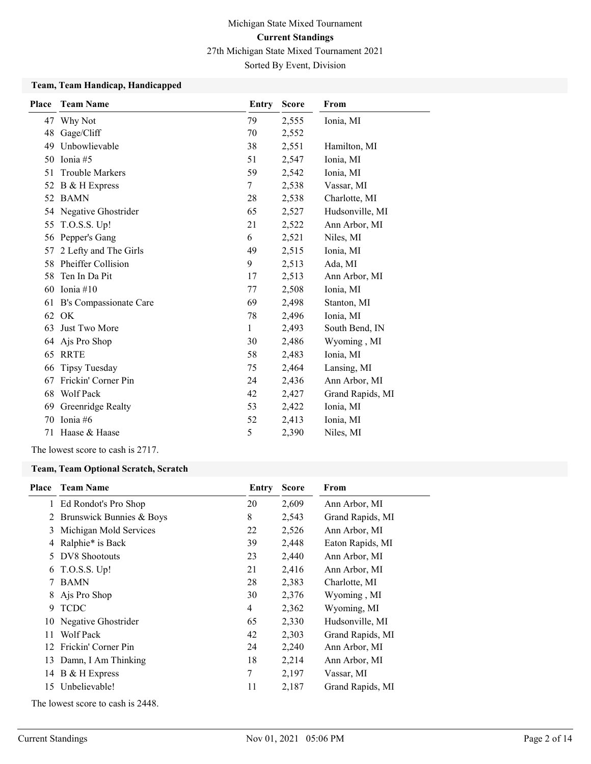# Michigan State Mixed Tournament

## Current Standings

27th Michigan State Mixed Tournament 2021

Sorted By Event, Division

### Team, Team Handicap, Handicapped

| Place | Team Name | Entry | Score | From |
|---|---|---|---|---|
| 47 | Why Not | 79 | 2,555 | Ionia, MI |
| 48 | Gage/Cliff | 70 | 2,552 | |
| 49 | Unbowlievable | 38 | 2,551 | Hamilton, MI |
| 50 | Ionia #5 | 51 | 2,547 | Ionia, MI |
| 51 | Trouble Markers | 59 | 2,542 | Ionia, MI |
| 52 | B & H Express | 7 | 2,538 | Vassar, MI |
| 52 | BAMN | 28 | 2,538 | Charlotte, MI |
| 54 | Negative Ghostrider | 65 | 2,527 | Hudsonville, MI |
| 55 | T.O.S.S. Up! | 21 | 2,522 | Ann Arbor, MI |
| 56 | Pepper's Gang | 6 | 2,521 | Niles, MI |
| 57 | 2 Lefty and The Girls | 49 | 2,515 | Ionia, MI |
| 58 | Pheiffer Collision | 9 | 2,513 | Ada, MI |
| 58 | Ten In Da Pit | 17 | 2,513 | Ann Arbor, MI |
| 60 | Ionia #10 | 77 | 2,508 | Ionia, MI |
| 61 | B's Compassionate Care | 69 | 2,498 | Stanton, MI |
| 62 | OK | 78 | 2,496 | Ionia, MI |
| 63 | Just Two More | 1 | 2,493 | South Bend, IN |
| 64 | Ajs Pro Shop | 30 | 2,486 | Wyoming , MI |
| 65 | RRTE | 58 | 2,483 | Ionia, MI |
| 66 | Tipsy Tuesday | 75 | 2,464 | Lansing, MI |
| 67 | Frickin' Corner Pin | 24 | 2,436 | Ann Arbor, MI |
| 68 | Wolf Pack | 42 | 2,427 | Grand Rapids, MI |
| 69 | Greenridge Realty | 53 | 2,422 | Ionia, MI |
| 70 | Ionia #6 | 52 | 2,413 | Ionia, MI |
| 71 | Haase & Haase | 5 | 2,390 | Niles, MI |

The lowest score to cash is 2717.

### Team, Team Optional Scratch, Scratch

| Place | Team Name | Entry | Score | From |
|---|---|---|---|---|
| 1 | Ed Rondot's Pro Shop | 20 | 2,609 | Ann Arbor, MI |
| 2 | Brunswick Bunnies & Boys | 8 | 2,543 | Grand Rapids, MI |
| 3 | Michigan Mold Services | 22 | 2,526 | Ann Arbor, MI |
| 4 | Ralphie* is Back | 39 | 2,448 | Eaton Rapids, MI |
| 5 | DV8 Shootouts | 23 | 2,440 | Ann Arbor, MI |
| 6 | T.O.S.S. Up! | 21 | 2,416 | Ann Arbor, MI |
| 7 | BAMN | 28 | 2,383 | Charlotte, MI |
| 8 | Ajs Pro Shop | 30 | 2,376 | Wyoming , MI |
| 9 | TCDC | 4 | 2,362 | Wyoming, MI |
| 10 | Negative Ghostrider | 65 | 2,330 | Hudsonville, MI |
| 11 | Wolf Pack | 42 | 2,303 | Grand Rapids, MI |
| 12 | Frickin' Corner Pin | 24 | 2,240 | Ann Arbor, MI |
| 13 | Damn, I Am Thinking | 18 | 2,214 | Ann Arbor, MI |
| 14 | B & H Express | 7 | 2,197 | Vassar, MI |
| 15 | Unbelievable! | 11 | 2,187 | Grand Rapids, MI |

The lowest score to cash is 2448.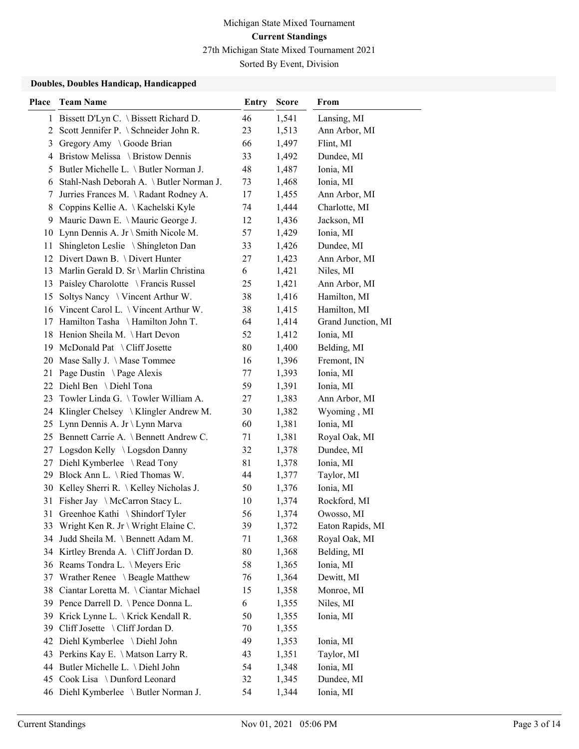Michigan State Mixed Tournament

**Current Standings**

27th Michigan State Mixed Tournament 2021

Sorted By Event, Division

### Doubles, Doubles Handicap, Handicapped

| Place | Team Name | Entry | Score | From |
|---|---|---|---|---|
| 1 | Bissett D'Lyn C. \ Bissett Richard D. | 46 | 1,541 | Lansing, MI |
| 2 | Scott Jennifer P. \ Schneider John R. | 23 | 1,513 | Ann Arbor, MI |
| 3 | Gregory Amy \ Goode Brian | 66 | 1,497 | Flint, MI |
| 4 | Bristow Melissa \ Bristow Dennis | 33 | 1,492 | Dundee, MI |
| 5 | Butler Michelle L. \ Butler Norman J. | 48 | 1,487 | Ionia, MI |
| 6 | Stahl-Nash Deborah A. \ Butler Norman J. | 73 | 1,468 | Ionia, MI |
| 7 | Jurries Frances M. \ Radant Rodney A. | 17 | 1,455 | Ann Arbor, MI |
| 8 | Coppins Kellie A. \ Kachelski Kyle | 74 | 1,444 | Charlotte, MI |
| 9 | Mauric Dawn E. \ Mauric George J. | 12 | 1,436 | Jackson, MI |
| 10 | Lynn Dennis A. Jr \ Smith Nicole M. | 57 | 1,429 | Ionia, MI |
| 11 | Shingleton Leslie \ Shingleton Dan | 33 | 1,426 | Dundee, MI |
| 12 | Divert Dawn B. \ Divert Hunter | 27 | 1,423 | Ann Arbor, MI |
| 13 | Marlin Gerald D. Sr \ Marlin Christina | 6 | 1,421 | Niles, MI |
| 13 | Paisley Charolotte \ Francis Russel | 25 | 1,421 | Ann Arbor, MI |
| 15 | Soltys Nancy \ Vincent Arthur W. | 38 | 1,416 | Hamilton, MI |
| 16 | Vincent Carol L. \ Vincent Arthur W. | 38 | 1,415 | Hamilton, MI |
| 17 | Hamilton Tasha \ Hamilton John T. | 64 | 1,414 | Grand Junction, MI |
| 18 | Henion Sheila M. \ Hart Devon | 52 | 1,412 | Ionia, MI |
| 19 | McDonald Pat \ Cliff Josette | 80 | 1,400 | Belding, MI |
| 20 | Mase Sally J. \ Mase Tommee | 16 | 1,396 | Fremont, IN |
| 21 | Page Dustin \ Page Alexis | 77 | 1,393 | Ionia, MI |
| 22 | Diehl Ben \ Diehl Tona | 59 | 1,391 | Ionia, MI |
| 23 | Towler Linda G. \ Towler William A. | 27 | 1,383 | Ann Arbor, MI |
| 24 | Klingler Chelsey \ Klingler Andrew M. | 30 | 1,382 | Wyoming , MI |
| 25 | Lynn Dennis A. Jr \ Lynn Marva | 60 | 1,381 | Ionia, MI |
| 25 | Bennett Carrie A. \ Bennett Andrew C. | 71 | 1,381 | Royal Oak, MI |
| 27 | Logsdon Kelly \ Logsdon Danny | 32 | 1,378 | Dundee, MI |
| 27 | Diehl Kymberlee \ Read Tony | 81 | 1,378 | Ionia, MI |
| 29 | Block Ann L. \ Ried Thomas W. | 44 | 1,377 | Taylor, MI |
| 30 | Kelley Sherri R. \ Kelley Nicholas J. | 50 | 1,376 | Ionia, MI |
| 31 | Fisher Jay \ McCarron Stacy L. | 10 | 1,374 | Rockford, MI |
| 31 | Greenhoe Kathi \ Shindorf Tyler | 56 | 1,374 | Owosso, MI |
| 33 | Wright Ken R. Jr \ Wright Elaine C. | 39 | 1,372 | Eaton Rapids, MI |
| 34 | Judd Sheila M. \ Bennett Adam M. | 71 | 1,368 | Royal Oak, MI |
| 34 | Kirtley Brenda A. \ Cliff Jordan D. | 80 | 1,368 | Belding, MI |
| 36 | Reams Tondra L. \ Meyers Eric | 58 | 1,365 | Ionia, MI |
| 37 | Wrather Renee \ Beagle Matthew | 76 | 1,364 | Dewitt, MI |
| 38 | Ciantar Loretta M. \ Ciantar Michael | 15 | 1,358 | Monroe, MI |
| 39 | Pence Darrell D. \ Pence Donna L. | 6 | 1,355 | Niles, MI |
| 39 | Krick Lynne L. \ Krick Kendall R. | 50 | 1,355 | Ionia, MI |
| 39 | Cliff Josette \ Cliff Jordan D. | 70 | 1,355 | |
| 42 | Diehl Kymberlee \ Diehl John | 49 | 1,353 | Ionia, MI |
| 43 | Perkins Kay E. \ Matson Larry R. | 43 | 1,351 | Taylor, MI |
| 44 | Butler Michelle L. \ Diehl John | 54 | 1,348 | Ionia, MI |
| 45 | Cook Lisa \ Dunford Leonard | 32 | 1,345 | Dundee, MI |
| 46 | Diehl Kymberlee \ Butler Norman J. | 54 | 1,344 | Ionia, MI |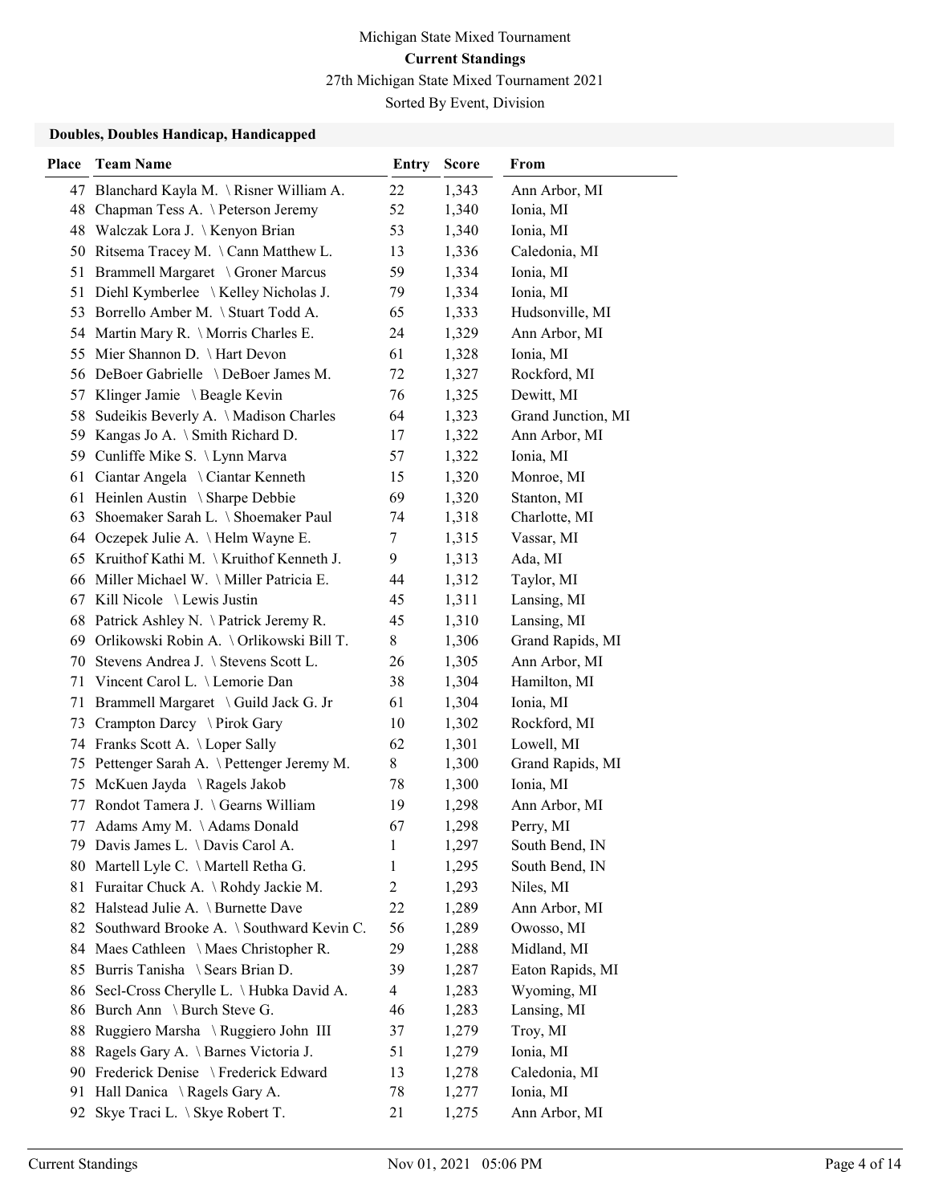Michigan State Mixed Tournament

**Current Standings**

27th Michigan State Mixed Tournament 2021

Sorted By Event, Division

### Doubles, Doubles Handicap, Handicapped

| Place | Team Name | Entry | Score | From |
|---|---|---|---|---|
| 47 | Blanchard Kayla M. \ Risner William A. | 22 | 1,343 | Ann Arbor, MI |
| 48 | Chapman Tess A. \ Peterson Jeremy | 52 | 1,340 | Ionia, MI |
| 48 | Walczak Lora J. \ Kenyon Brian | 53 | 1,340 | Ionia, MI |
| 50 | Ritsema Tracey M. \ Cann Matthew L. | 13 | 1,336 | Caledonia, MI |
| 51 | Brammell Margaret \ Groner Marcus | 59 | 1,334 | Ionia, MI |
| 51 | Diehl Kymberlee \ Kelley Nicholas J. | 79 | 1,334 | Ionia, MI |
| 53 | Borrello Amber M. \ Stuart Todd A. | 65 | 1,333 | Hudsonville, MI |
| 54 | Martin Mary R. \ Morris Charles E. | 24 | 1,329 | Ann Arbor, MI |
| 55 | Mier Shannon D. \ Hart Devon | 61 | 1,328 | Ionia, MI |
| 56 | DeBoer Gabrielle \ DeBoer James M. | 72 | 1,327 | Rockford, MI |
| 57 | Klinger Jamie \ Beagle Kevin | 76 | 1,325 | Dewitt, MI |
| 58 | Sudeikis Beverly A. \ Madison Charles | 64 | 1,323 | Grand Junction, MI |
| 59 | Kangas Jo A. \ Smith Richard D. | 17 | 1,322 | Ann Arbor, MI |
| 59 | Cunliffe Mike S. \ Lynn Marva | 57 | 1,322 | Ionia, MI |
| 61 | Ciantar Angela \ Ciantar Kenneth | 15 | 1,320 | Monroe, MI |
| 61 | Heinlen Austin \ Sharpe Debbie | 69 | 1,320 | Stanton, MI |
| 63 | Shoemaker Sarah L. \ Shoemaker Paul | 74 | 1,318 | Charlotte, MI |
| 64 | Oczepek Julie A. \ Helm Wayne E. | 7 | 1,315 | Vassar, MI |
| 65 | Kruithof Kathi M. \ Kruithof Kenneth J. | 9 | 1,313 | Ada, MI |
| 66 | Miller Michael W. \ Miller Patricia E. | 44 | 1,312 | Taylor, MI |
| 67 | Kill Nicole \ Lewis Justin | 45 | 1,311 | Lansing, MI |
| 68 | Patrick Ashley N. \ Patrick Jeremy R. | 45 | 1,310 | Lansing, MI |
| 69 | Orlikowski Robin A. \ Orlikowski Bill T. | 8 | 1,306 | Grand Rapids, MI |
| 70 | Stevens Andrea J. \ Stevens Scott L. | 26 | 1,305 | Ann Arbor, MI |
| 71 | Vincent Carol L. \ Lemorie Dan | 38 | 1,304 | Hamilton, MI |
| 71 | Brammell Margaret \ Guild Jack G. Jr | 61 | 1,304 | Ionia, MI |
| 73 | Crampton Darcy \ Pirok Gary | 10 | 1,302 | Rockford, MI |
| 74 | Franks Scott A. \ Loper Sally | 62 | 1,301 | Lowell, MI |
| 75 | Pettenger Sarah A. \ Pettenger Jeremy M. | 8 | 1,300 | Grand Rapids, MI |
| 75 | McKuen Jayda \ Ragels Jakob | 78 | 1,300 | Ionia, MI |
| 77 | Rondot Tamera J. \ Gearns William | 19 | 1,298 | Ann Arbor, MI |
| 77 | Adams Amy M. \ Adams Donald | 67 | 1,298 | Perry, MI |
| 79 | Davis James L. \ Davis Carol A. | 1 | 1,297 | South Bend, IN |
| 80 | Martell Lyle C. \ Martell Retha G. | 1 | 1,295 | South Bend, IN |
| 81 | Furaitar Chuck A. \ Rohdy Jackie M. | 2 | 1,293 | Niles, MI |
| 82 | Halstead Julie A. \ Burnette Dave | 22 | 1,289 | Ann Arbor, MI |
| 82 | Southward Brooke A. \ Southward Kevin C. | 56 | 1,289 | Owosso, MI |
| 84 | Maes Cathleen \ Maes Christopher R. | 29 | 1,288 | Midland, MI |
| 85 | Burris Tanisha \ Sears Brian D. | 39 | 1,287 | Eaton Rapids, MI |
| 86 | Secl-Cross Cherylle L. \ Hubka David A. | 4 | 1,283 | Wyoming, MI |
| 86 | Burch Ann \ Burch Steve G. | 46 | 1,283 | Lansing, MI |
| 88 | Ruggiero Marsha \ Ruggiero John III | 37 | 1,279 | Troy, MI |
| 88 | Ragels Gary A. \ Barnes Victoria J. | 51 | 1,279 | Ionia, MI |
| 90 | Frederick Denise \ Frederick Edward | 13 | 1,278 | Caledonia, MI |
| 91 | Hall Danica \ Ragels Gary A. | 78 | 1,277 | Ionia, MI |
| 92 | Skye Traci L. \ Skye Robert T. | 21 | 1,275 | Ann Arbor, MI |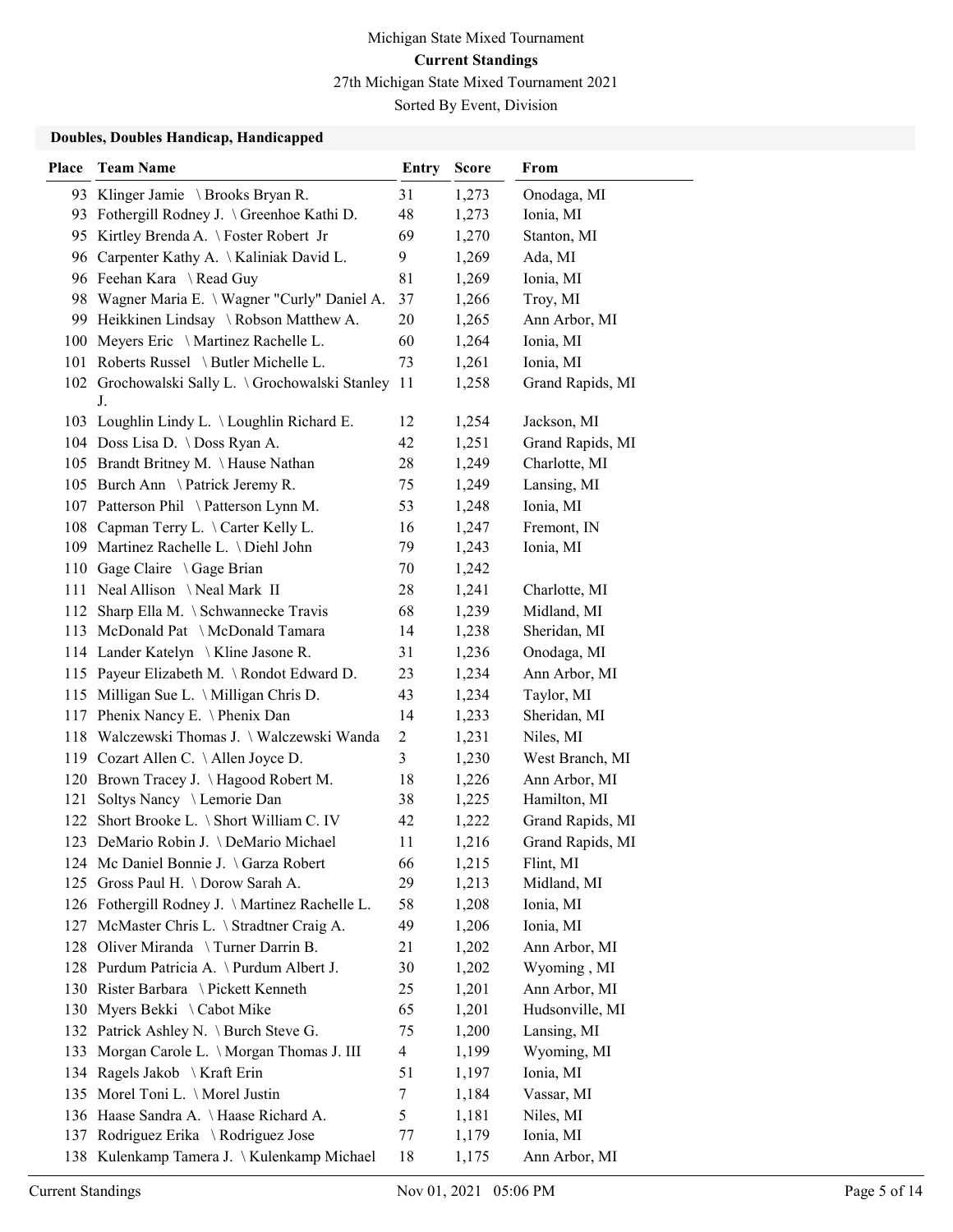Michigan State Mixed Tournament

**Current Standings**

27th Michigan State Mixed Tournament 2021

Sorted By Event, Division

### Doubles, Doubles Handicap, Handicapped

| Place | Team Name | Entry | Score | From |
|---|---|---|---|---|
| 93 | Klinger Jamie \ Brooks Bryan R. | 31 | 1,273 | Onodaga, MI |
| 93 | Fothergill Rodney J. \ Greenhoe Kathi D. | 48 | 1,273 | Ionia, MI |
| 95 | Kirtley Brenda A. \ Foster Robert Jr | 69 | 1,270 | Stanton, MI |
| 96 | Carpenter Kathy A. \ Kaliniak David L. | 9 | 1,269 | Ada, MI |
| 96 | Feehan Kara \ Read Guy | 81 | 1,269 | Ionia, MI |
| 98 | Wagner Maria E. \ Wagner "Curly" Daniel A. | 37 | 1,266 | Troy, MI |
| 99 | Heikkinen Lindsay \ Robson Matthew A. | 20 | 1,265 | Ann Arbor, MI |
| 100 | Meyers Eric \ Martinez Rachelle L. | 60 | 1,264 | Ionia, MI |
| 101 | Roberts Russel \ Butler Michelle L. | 73 | 1,261 | Ionia, MI |
| 102 | Grochowalski Sally L. \ Grochowalski Stanley J. | 11 | 1,258 | Grand Rapids, MI |
| 103 | Loughlin Lindy L. \ Loughlin Richard E. | 12 | 1,254 | Jackson, MI |
| 104 | Doss Lisa D. \ Doss Ryan A. | 42 | 1,251 | Grand Rapids, MI |
| 105 | Brandt Britney M. \ Hause Nathan | 28 | 1,249 | Charlotte, MI |
| 105 | Burch Ann \ Patrick Jeremy R. | 75 | 1,249 | Lansing, MI |
| 107 | Patterson Phil \ Patterson Lynn M. | 53 | 1,248 | Ionia, MI |
| 108 | Capman Terry L. \ Carter Kelly L. | 16 | 1,247 | Fremont, IN |
| 109 | Martinez Rachelle L. \ Diehl John | 79 | 1,243 | Ionia, MI |
| 110 | Gage Claire \ Gage Brian | 70 | 1,242 | |
| 111 | Neal Allison \ Neal Mark II | 28 | 1,241 | Charlotte, MI |
| 112 | Sharp Ella M. \ Schwannecke Travis | 68 | 1,239 | Midland, MI |
| 113 | McDonald Pat \ McDonald Tamara | 14 | 1,238 | Sheridan, MI |
| 114 | Lander Katelyn \ Kline Jasone R. | 31 | 1,236 | Onodaga, MI |
| 115 | Payeur Elizabeth M. \ Rondot Edward D. | 23 | 1,234 | Ann Arbor, MI |
| 115 | Milligan Sue L. \ Milligan Chris D. | 43 | 1,234 | Taylor, MI |
| 117 | Phenix Nancy E. \ Phenix Dan | 14 | 1,233 | Sheridan, MI |
| 118 | Walczewski Thomas J. \ Walczewski Wanda | 2 | 1,231 | Niles, MI |
| 119 | Cozart Allen C. \ Allen Joyce D. | 3 | 1,230 | West Branch, MI |
| 120 | Brown Tracey J. \ Hagood Robert M. | 18 | 1,226 | Ann Arbor, MI |
| 121 | Soltys Nancy \ Lemorie Dan | 38 | 1,225 | Hamilton, MI |
| 122 | Short Brooke L. \ Short William C. IV | 42 | 1,222 | Grand Rapids, MI |
| 123 | DeMario Robin J. \ DeMario Michael | 11 | 1,216 | Grand Rapids, MI |
| 124 | Mc Daniel Bonnie J. \ Garza Robert | 66 | 1,215 | Flint, MI |
| 125 | Gross Paul H. \ Dorow Sarah A. | 29 | 1,213 | Midland, MI |
| 126 | Fothergill Rodney J. \ Martinez Rachelle L. | 58 | 1,208 | Ionia, MI |
| 127 | McMaster Chris L. \ Stradtner Craig A. | 49 | 1,206 | Ionia, MI |
| 128 | Oliver Miranda \ Turner Darrin B. | 21 | 1,202 | Ann Arbor, MI |
| 128 | Purdum Patricia A. \ Purdum Albert J. | 30 | 1,202 | Wyoming , MI |
| 130 | Rister Barbara \ Pickett Kenneth | 25 | 1,201 | Ann Arbor, MI |
| 130 | Myers Bekki \ Cabot Mike | 65 | 1,201 | Hudsonville, MI |
| 132 | Patrick Ashley N. \ Burch Steve G. | 75 | 1,200 | Lansing, MI |
| 133 | Morgan Carole L. \ Morgan Thomas J. III | 4 | 1,199 | Wyoming, MI |
| 134 | Ragels Jakob \ Kraft Erin | 51 | 1,197 | Ionia, MI |
| 135 | Morel Toni L. \ Morel Justin | 7 | 1,184 | Vassar, MI |
| 136 | Haase Sandra A. \ Haase Richard A. | 5 | 1,181 | Niles, MI |
| 137 | Rodriguez Erika \ Rodriguez Jose | 77 | 1,179 | Ionia, MI |
| 138 | Kulenkamp Tamera J. \ Kulenkamp Michael | 18 | 1,175 | Ann Arbor, MI |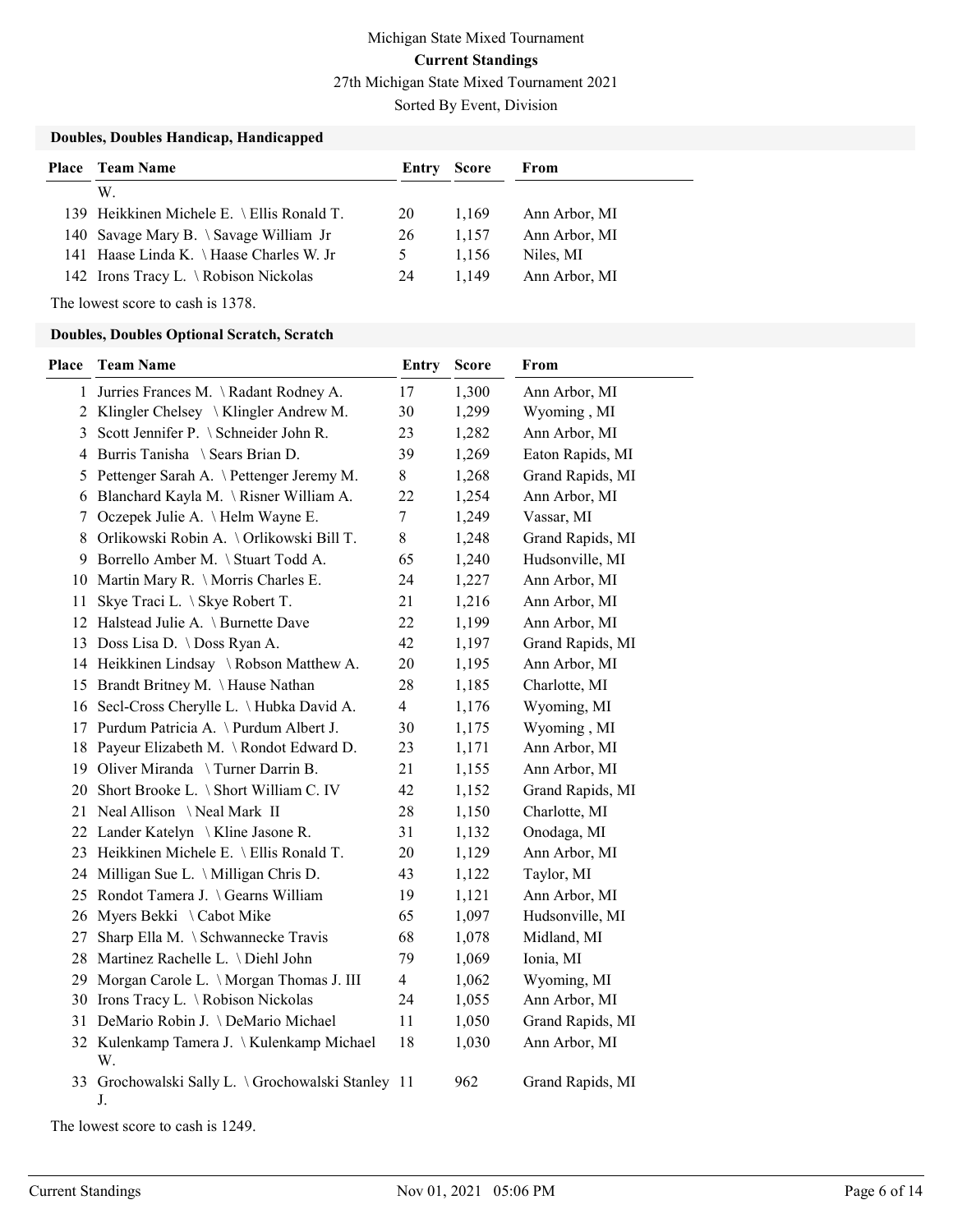# Michigan State Mixed Tournament

## Current Standings

27th Michigan State Mixed Tournament 2021

Sorted By Event, Division

### Doubles, Doubles Handicap, Handicapped

| Place | Team Name | Entry | Score | From |
|---|---|---|---|---|
| | W. | | | |
| 139 | Heikkinen Michele E. \ Ellis Ronald T. | 20 | 1,169 | Ann Arbor, MI |
| 140 | Savage Mary B. \ Savage William Jr | 26 | 1,157 | Ann Arbor, MI |
| 141 | Haase Linda K. \ Haase Charles W. Jr | 5 | 1,156 | Niles, MI |
| 142 | Irons Tracy L. \ Robison Nickolas | 24 | 1,149 | Ann Arbor, MI |

The lowest score to cash is 1378.

### Doubles, Doubles Optional Scratch, Scratch

| Place | Team Name | Entry | Score | From |
|---|---|---|---|---|
| 1 | Jurries Frances M. \ Radant Rodney A. | 17 | 1,300 | Ann Arbor, MI |
| 2 | Klingler Chelsey \ Klingler Andrew M. | 30 | 1,299 | Wyoming , MI |
| 3 | Scott Jennifer P. \ Schneider John R. | 23 | 1,282 | Ann Arbor, MI |
| 4 | Burris Tanisha \ Sears Brian D. | 39 | 1,269 | Eaton Rapids, MI |
| 5 | Pettenger Sarah A. \ Pettenger Jeremy M. | 8 | 1,268 | Grand Rapids, MI |
| 6 | Blanchard Kayla M. \ Risner William A. | 22 | 1,254 | Ann Arbor, MI |
| 7 | Oczepek Julie A. \ Helm Wayne E. | 7 | 1,249 | Vassar, MI |
| 8 | Orlikowski Robin A. \ Orlikowski Bill T. | 8 | 1,248 | Grand Rapids, MI |
| 9 | Borrello Amber M. \ Stuart Todd A. | 65 | 1,240 | Hudsonville, MI |
| 10 | Martin Mary R. \ Morris Charles E. | 24 | 1,227 | Ann Arbor, MI |
| 11 | Skye Traci L. \ Skye Robert T. | 21 | 1,216 | Ann Arbor, MI |
| 12 | Halstead Julie A. \ Burnette Dave | 22 | 1,199 | Ann Arbor, MI |
| 13 | Doss Lisa D. \ Doss Ryan A. | 42 | 1,197 | Grand Rapids, MI |
| 14 | Heikkinen Lindsay \ Robson Matthew A. | 20 | 1,195 | Ann Arbor, MI |
| 15 | Brandt Britney M. \ Hause Nathan | 28 | 1,185 | Charlotte, MI |
| 16 | Secl-Cross Cherylle L. \ Hubka David A. | 4 | 1,176 | Wyoming, MI |
| 17 | Purdum Patricia A. \ Purdum Albert J. | 30 | 1,175 | Wyoming , MI |
| 18 | Payeur Elizabeth M. \ Rondot Edward D. | 23 | 1,171 | Ann Arbor, MI |
| 19 | Oliver Miranda \ Turner Darrin B. | 21 | 1,155 | Ann Arbor, MI |
| 20 | Short Brooke L. \ Short William C. IV | 42 | 1,152 | Grand Rapids, MI |
| 21 | Neal Allison \ Neal Mark II | 28 | 1,150 | Charlotte, MI |
| 22 | Lander Katelyn \ Kline Jasone R. | 31 | 1,132 | Onodaga, MI |
| 23 | Heikkinen Michele E. \ Ellis Ronald T. | 20 | 1,129 | Ann Arbor, MI |
| 24 | Milligan Sue L. \ Milligan Chris D. | 43 | 1,122 | Taylor, MI |
| 25 | Rondot Tamera J. \ Gearns William | 19 | 1,121 | Ann Arbor, MI |
| 26 | Myers Bekki \ Cabot Mike | 65 | 1,097 | Hudsonville, MI |
| 27 | Sharp Ella M. \ Schwannecke Travis | 68 | 1,078 | Midland, MI |
| 28 | Martinez Rachelle L. \ Diehl John | 79 | 1,069 | Ionia, MI |
| 29 | Morgan Carole L. \ Morgan Thomas J. III | 4 | 1,062 | Wyoming, MI |
| 30 | Irons Tracy L. \ Robison Nickolas | 24 | 1,055 | Ann Arbor, MI |
| 31 | DeMario Robin J. \ DeMario Michael | 11 | 1,050 | Grand Rapids, MI |
| 32 | Kulenkamp Tamera J. \ Kulenkamp Michael W. | 18 | 1,030 | Ann Arbor, MI |
| 33 | Grochowalski Sally L. \ Grochowalski Stanley J. | 11 | 962 | Grand Rapids, MI |

The lowest score to cash is 1249.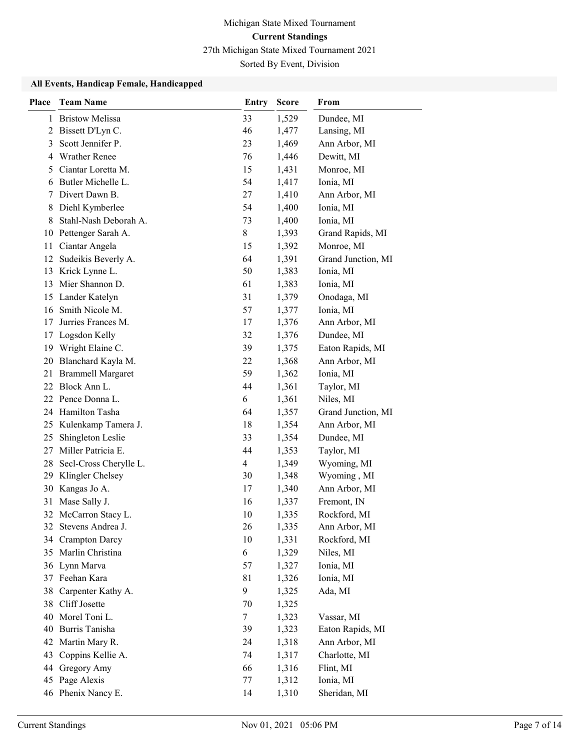Michigan State Mixed Tournament

**Current Standings**

27th Michigan State Mixed Tournament 2021

Sorted By Event, Division

### All Events, Handicap Female, Handicapped

| Place | Team Name | Entry | Score | From |
|---|---|---|---|---|
| 1 | Bristow Melissa | 33 | 1,529 | Dundee, MI |
| 2 | Bissett D'Lyn C. | 46 | 1,477 | Lansing, MI |
| 3 | Scott Jennifer P. | 23 | 1,469 | Ann Arbor, MI |
| 4 | Wrather Renee | 76 | 1,446 | Dewitt, MI |
| 5 | Ciantar Loretta M. | 15 | 1,431 | Monroe, MI |
| 6 | Butler Michelle L. | 54 | 1,417 | Ionia, MI |
| 7 | Divert Dawn B. | 27 | 1,410 | Ann Arbor, MI |
| 8 | Diehl Kymberlee | 54 | 1,400 | Ionia, MI |
| 8 | Stahl-Nash Deborah A. | 73 | 1,400 | Ionia, MI |
| 10 | Pettenger Sarah A. | 8 | 1,393 | Grand Rapids, MI |
| 11 | Ciantar Angela | 15 | 1,392 | Monroe, MI |
| 12 | Sudeikis Beverly A. | 64 | 1,391 | Grand Junction, MI |
| 13 | Krick Lynne L. | 50 | 1,383 | Ionia, MI |
| 13 | Mier Shannon D. | 61 | 1,383 | Ionia, MI |
| 15 | Lander Katelyn | 31 | 1,379 | Onodaga, MI |
| 16 | Smith Nicole M. | 57 | 1,377 | Ionia, MI |
| 17 | Jurries Frances M. | 17 | 1,376 | Ann Arbor, MI |
| 17 | Logsdon Kelly | 32 | 1,376 | Dundee, MI |
| 19 | Wright Elaine C. | 39 | 1,375 | Eaton Rapids, MI |
| 20 | Blanchard Kayla M. | 22 | 1,368 | Ann Arbor, MI |
| 21 | Brammell Margaret | 59 | 1,362 | Ionia, MI |
| 22 | Block Ann L. | 44 | 1,361 | Taylor, MI |
| 22 | Pence Donna L. | 6 | 1,361 | Niles, MI |
| 24 | Hamilton Tasha | 64 | 1,357 | Grand Junction, MI |
| 25 | Kulenkamp Tamera J. | 18 | 1,354 | Ann Arbor, MI |
| 25 | Shingleton Leslie | 33 | 1,354 | Dundee, MI |
| 27 | Miller Patricia E. | 44 | 1,353 | Taylor, MI |
| 28 | Secl-Cross Cherylle L. | 4 | 1,349 | Wyoming, MI |
| 29 | Klingler Chelsey | 30 | 1,348 | Wyoming , MI |
| 30 | Kangas Jo A. | 17 | 1,340 | Ann Arbor, MI |
| 31 | Mase Sally J. | 16 | 1,337 | Fremont, IN |
| 32 | McCarron Stacy L. | 10 | 1,335 | Rockford, MI |
| 32 | Stevens Andrea J. | 26 | 1,335 | Ann Arbor, MI |
| 34 | Crampton Darcy | 10 | 1,331 | Rockford, MI |
| 35 | Marlin Christina | 6 | 1,329 | Niles, MI |
| 36 | Lynn Marva | 57 | 1,327 | Ionia, MI |
| 37 | Feehan Kara | 81 | 1,326 | Ionia, MI |
| 38 | Carpenter Kathy A. | 9 | 1,325 | Ada, MI |
| 38 | Cliff Josette | 70 | 1,325 | |
| 40 | Morel Toni L. | 7 | 1,323 | Vassar, MI |
| 40 | Burris Tanisha | 39 | 1,323 | Eaton Rapids, MI |
| 42 | Martin Mary R. | 24 | 1,318 | Ann Arbor, MI |
| 43 | Coppins Kellie A. | 74 | 1,317 | Charlotte, MI |
| 44 | Gregory Amy | 66 | 1,316 | Flint, MI |
| 45 | Page Alexis | 77 | 1,312 | Ionia, MI |
| 46 | Phenix Nancy E. | 14 | 1,310 | Sheridan, MI |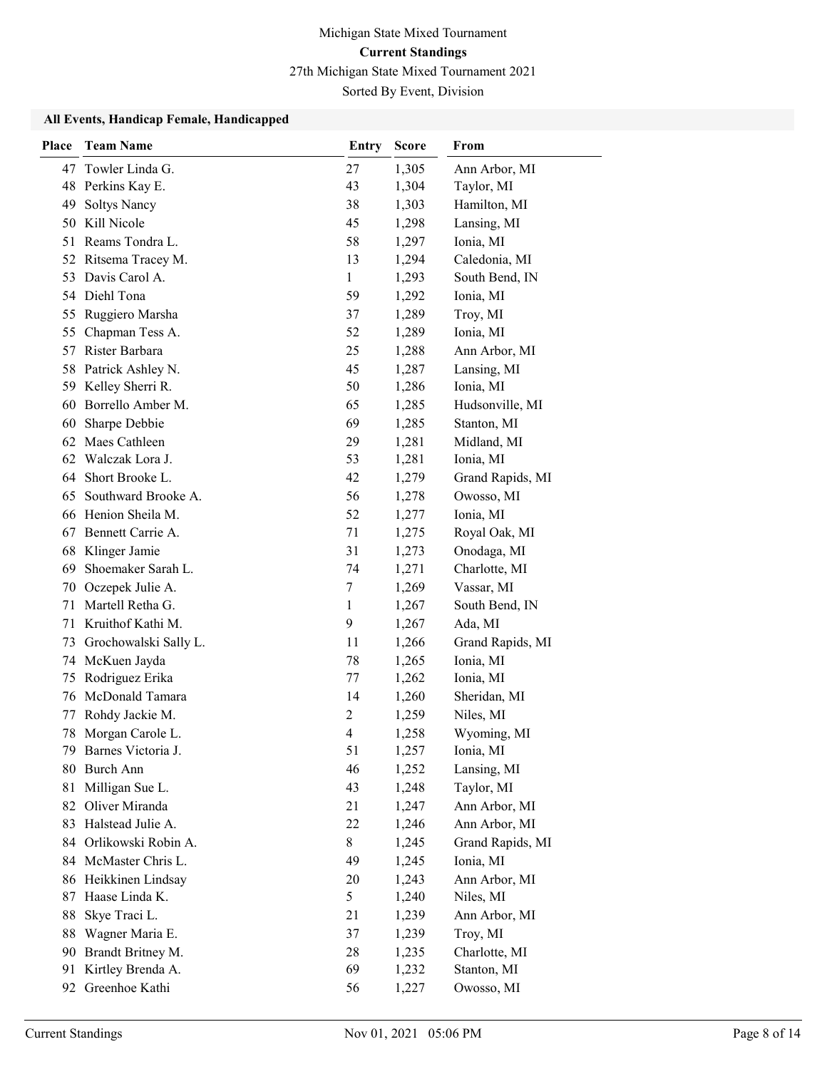# Michigan State Mixed Tournament
## Current Standings
27th Michigan State Mixed Tournament 2021

Sorted By Event, Division

### All Events, Handicap Female, Handicapped

| Place | Team Name | Entry | Score | From |
|---|---|---|---|---|
| 47 | Towler Linda G. | 27 | 1,305 | Ann Arbor, MI |
| 48 | Perkins Kay E. | 43 | 1,304 | Taylor, MI |
| 49 | Soltys Nancy | 38 | 1,303 | Hamilton, MI |
| 50 | Kill Nicole | 45 | 1,298 | Lansing, MI |
| 51 | Reams Tondra L. | 58 | 1,297 | Ionia, MI |
| 52 | Ritsema Tracey M. | 13 | 1,294 | Caledonia, MI |
| 53 | Davis Carol A. | 1 | 1,293 | South Bend, IN |
| 54 | Diehl Tona | 59 | 1,292 | Ionia, MI |
| 55 | Ruggiero Marsha | 37 | 1,289 | Troy, MI |
| 55 | Chapman Tess A. | 52 | 1,289 | Ionia, MI |
| 57 | Rister Barbara | 25 | 1,288 | Ann Arbor, MI |
| 58 | Patrick Ashley N. | 45 | 1,287 | Lansing, MI |
| 59 | Kelley Sherri R. | 50 | 1,286 | Ionia, MI |
| 60 | Borrello Amber M. | 65 | 1,285 | Hudsonville, MI |
| 60 | Sharpe Debbie | 69 | 1,285 | Stanton, MI |
| 62 | Maes Cathleen | 29 | 1,281 | Midland, MI |
| 62 | Walczak Lora J. | 53 | 1,281 | Ionia, MI |
| 64 | Short Brooke L. | 42 | 1,279 | Grand Rapids, MI |
| 65 | Southward Brooke A. | 56 | 1,278 | Owosso, MI |
| 66 | Henion Sheila M. | 52 | 1,277 | Ionia, MI |
| 67 | Bennett Carrie A. | 71 | 1,275 | Royal Oak, MI |
| 68 | Klinger Jamie | 31 | 1,273 | Onodaga, MI |
| 69 | Shoemaker Sarah L. | 74 | 1,271 | Charlotte, MI |
| 70 | Oczepek Julie A. | 7 | 1,269 | Vassar, MI |
| 71 | Martell Retha G. | 1 | 1,267 | South Bend, IN |
| 71 | Kruithof Kathi M. | 9 | 1,267 | Ada, MI |
| 73 | Grochowalski Sally L. | 11 | 1,266 | Grand Rapids, MI |
| 74 | McKuen Jayda | 78 | 1,265 | Ionia, MI |
| 75 | Rodriguez Erika | 77 | 1,262 | Ionia, MI |
| 76 | McDonald Tamara | 14 | 1,260 | Sheridan, MI |
| 77 | Rohdy Jackie M. | 2 | 1,259 | Niles, MI |
| 78 | Morgan Carole L. | 4 | 1,258 | Wyoming, MI |
| 79 | Barnes Victoria J. | 51 | 1,257 | Ionia, MI |
| 80 | Burch Ann | 46 | 1,252 | Lansing, MI |
| 81 | Milligan Sue L. | 43 | 1,248 | Taylor, MI |
| 82 | Oliver Miranda | 21 | 1,247 | Ann Arbor, MI |
| 83 | Halstead Julie A. | 22 | 1,246 | Ann Arbor, MI |
| 84 | Orlikowski Robin A. | 8 | 1,245 | Grand Rapids, MI |
| 84 | McMaster Chris L. | 49 | 1,245 | Ionia, MI |
| 86 | Heikkinen Lindsay | 20 | 1,243 | Ann Arbor, MI |
| 87 | Haase Linda K. | 5 | 1,240 | Niles, MI |
| 88 | Skye Traci L. | 21 | 1,239 | Ann Arbor, MI |
| 88 | Wagner Maria E. | 37 | 1,239 | Troy, MI |
| 90 | Brandt Britney M. | 28 | 1,235 | Charlotte, MI |
| 91 | Kirtley Brenda A. | 69 | 1,232 | Stanton, MI |
| 92 | Greenhoe Kathi | 56 | 1,227 | Owosso, MI |

Current Standings Nov 01, 2021 05:06 PM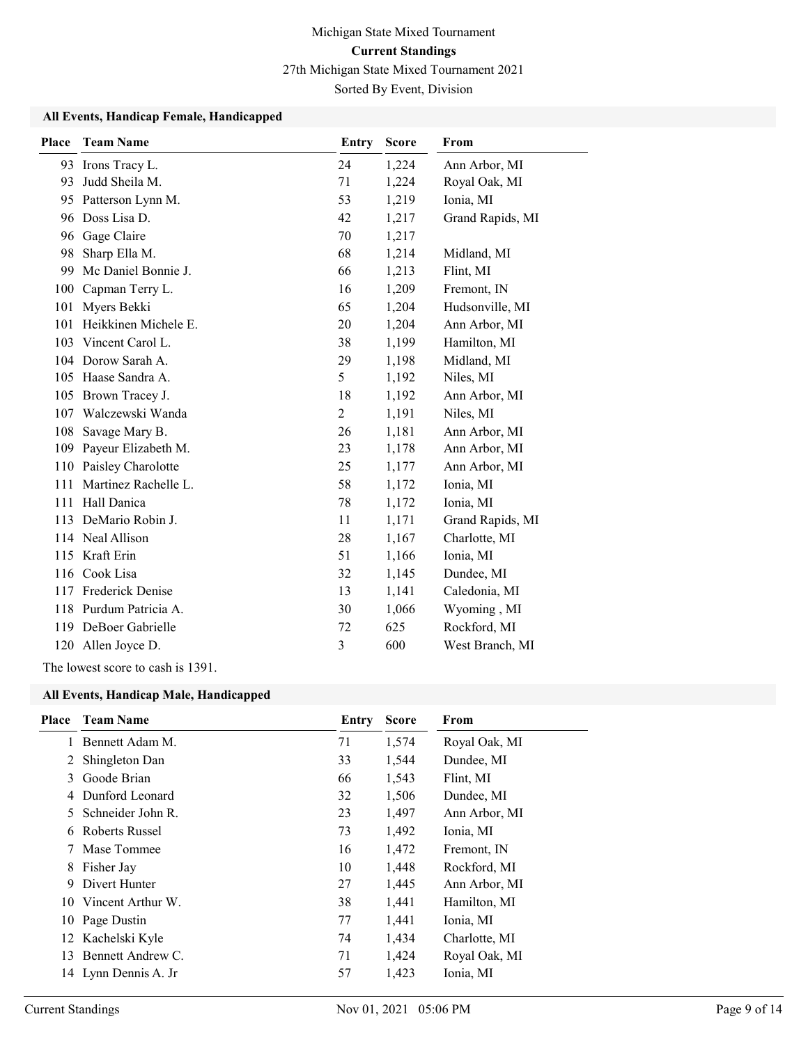Michigan State Mixed Tournament

**Current Standings**

27th Michigan State Mixed Tournament 2021

Sorted By Event, Division

### All Events, Handicap Female, Handicapped

| Place | Team Name | Entry | Score | From |
|---|---|---|---|---|
| 93 | Irons Tracy L. | 24 | 1,224 | Ann Arbor, MI |
| 93 | Judd Sheila M. | 71 | 1,224 | Royal Oak, MI |
| 95 | Patterson Lynn M. | 53 | 1,219 | Ionia, MI |
| 96 | Doss Lisa D. | 42 | 1,217 | Grand Rapids, MI |
| 96 | Gage Claire | 70 | 1,217 | |
| 98 | Sharp Ella M. | 68 | 1,214 | Midland, MI |
| 99 | Mc Daniel Bonnie J. | 66 | 1,213 | Flint, MI |
| 100 | Capman Terry L. | 16 | 1,209 | Fremont, IN |
| 101 | Myers Bekki | 65 | 1,204 | Hudsonville, MI |
| 101 | Heikkinen Michele E. | 20 | 1,204 | Ann Arbor, MI |
| 103 | Vincent Carol L. | 38 | 1,199 | Hamilton, MI |
| 104 | Dorow Sarah A. | 29 | 1,198 | Midland, MI |
| 105 | Haase Sandra A. | 5 | 1,192 | Niles, MI |
| 105 | Brown Tracey J. | 18 | 1,192 | Ann Arbor, MI |
| 107 | Walczewski Wanda | 2 | 1,191 | Niles, MI |
| 108 | Savage Mary B. | 26 | 1,181 | Ann Arbor, MI |
| 109 | Payeur Elizabeth M. | 23 | 1,178 | Ann Arbor, MI |
| 110 | Paisley Charolotte | 25 | 1,177 | Ann Arbor, MI |
| 111 | Martinez Rachelle L. | 58 | 1,172 | Ionia, MI |
| 111 | Hall Danica | 78 | 1,172 | Ionia, MI |
| 113 | DeMario Robin J. | 11 | 1,171 | Grand Rapids, MI |
| 114 | Neal Allison | 28 | 1,167 | Charlotte, MI |
| 115 | Kraft Erin | 51 | 1,166 | Ionia, MI |
| 116 | Cook Lisa | 32 | 1,145 | Dundee, MI |
| 117 | Frederick Denise | 13 | 1,141 | Caledonia, MI |
| 118 | Purdum Patricia A. | 30 | 1,066 | Wyoming , MI |
| 119 | DeBoer Gabrielle | 72 | 625 | Rockford, MI |
| 120 | Allen Joyce D. | 3 | 600 | West Branch, MI |

The lowest score to cash is 1391.

### All Events, Handicap Male, Handicapped

| Place | Team Name | Entry | Score | From |
|---|---|---|---|---|
| 1 | Bennett Adam M. | 71 | 1,574 | Royal Oak, MI |
| 2 | Shingleton Dan | 33 | 1,544 | Dundee, MI |
| 3 | Goode Brian | 66 | 1,543 | Flint, MI |
| 4 | Dunford Leonard | 32 | 1,506 | Dundee, MI |
| 5 | Schneider John R. | 23 | 1,497 | Ann Arbor, MI |
| 6 | Roberts Russel | 73 | 1,492 | Ionia, MI |
| 7 | Mase Tommee | 16 | 1,472 | Fremont, IN |
| 8 | Fisher Jay | 10 | 1,448 | Rockford, MI |
| 9 | Divert Hunter | 27 | 1,445 | Ann Arbor, MI |
| 10 | Vincent Arthur W. | 38 | 1,441 | Hamilton, MI |
| 10 | Page Dustin | 77 | 1,441 | Ionia, MI |
| 12 | Kachelski Kyle | 74 | 1,434 | Charlotte, MI |
| 13 | Bennett Andrew C. | 71 | 1,424 | Royal Oak, MI |
| 14 | Lynn Dennis A. Jr | 57 | 1,423 | Ionia, MI |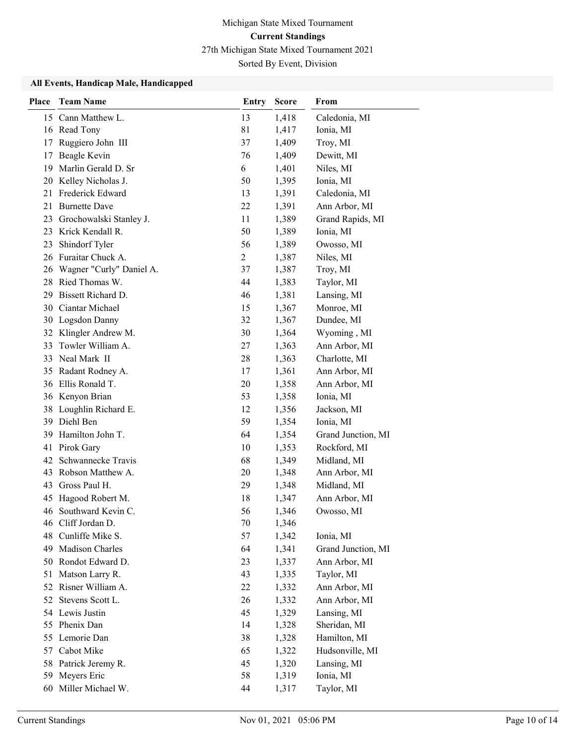Michigan State Mixed Tournament

**Current Standings**

27th Michigan State Mixed Tournament 2021

Sorted By Event, Division

### All Events, Handicap Male, Handicapped

| Place | Team Name | Entry | Score | From |
|---|---|---|---|---|
| 15 | Cann Matthew L. | 13 | 1,418 | Caledonia, MI |
| 16 | Read Tony | 81 | 1,417 | Ionia, MI |
| 17 | Ruggiero John III | 37 | 1,409 | Troy, MI |
| 17 | Beagle Kevin | 76 | 1,409 | Dewitt, MI |
| 19 | Marlin Gerald D. Sr | 6 | 1,401 | Niles, MI |
| 20 | Kelley Nicholas J. | 50 | 1,395 | Ionia, MI |
| 21 | Frederick Edward | 13 | 1,391 | Caledonia, MI |
| 21 | Burnette Dave | 22 | 1,391 | Ann Arbor, MI |
| 23 | Grochowalski Stanley J. | 11 | 1,389 | Grand Rapids, MI |
| 23 | Krick Kendall R. | 50 | 1,389 | Ionia, MI |
| 23 | Shindorf Tyler | 56 | 1,389 | Owosso, MI |
| 26 | Furaitar Chuck A. | 2 | 1,387 | Niles, MI |
| 26 | Wagner "Curly" Daniel A. | 37 | 1,387 | Troy, MI |
| 28 | Ried Thomas W. | 44 | 1,383 | Taylor, MI |
| 29 | Bissett Richard D. | 46 | 1,381 | Lansing, MI |
| 30 | Ciantar Michael | 15 | 1,367 | Monroe, MI |
| 30 | Logsdon Danny | 32 | 1,367 | Dundee, MI |
| 32 | Klingler Andrew M. | 30 | 1,364 | Wyoming , MI |
| 33 | Towler William A. | 27 | 1,363 | Ann Arbor, MI |
| 33 | Neal Mark II | 28 | 1,363 | Charlotte, MI |
| 35 | Radant Rodney A. | 17 | 1,361 | Ann Arbor, MI |
| 36 | Ellis Ronald T. | 20 | 1,358 | Ann Arbor, MI |
| 36 | Kenyon Brian | 53 | 1,358 | Ionia, MI |
| 38 | Loughlin Richard E. | 12 | 1,356 | Jackson, MI |
| 39 | Diehl Ben | 59 | 1,354 | Ionia, MI |
| 39 | Hamilton John T. | 64 | 1,354 | Grand Junction, MI |
| 41 | Pirok Gary | 10 | 1,353 | Rockford, MI |
| 42 | Schwannecke Travis | 68 | 1,349 | Midland, MI |
| 43 | Robson Matthew A. | 20 | 1,348 | Ann Arbor, MI |
| 43 | Gross Paul H. | 29 | 1,348 | Midland, MI |
| 45 | Hagood Robert M. | 18 | 1,347 | Ann Arbor, MI |
| 46 | Southward Kevin C. | 56 | 1,346 | Owosso, MI |
| 46 | Cliff Jordan D. | 70 | 1,346 | |
| 48 | Cunliffe Mike S. | 57 | 1,342 | Ionia, MI |
| 49 | Madison Charles | 64 | 1,341 | Grand Junction, MI |
| 50 | Rondot Edward D. | 23 | 1,337 | Ann Arbor, MI |
| 51 | Matson Larry R. | 43 | 1,335 | Taylor, MI |
| 52 | Risner William A. | 22 | 1,332 | Ann Arbor, MI |
| 52 | Stevens Scott L. | 26 | 1,332 | Ann Arbor, MI |
| 54 | Lewis Justin | 45 | 1,329 | Lansing, MI |
| 55 | Phenix Dan | 14 | 1,328 | Sheridan, MI |
| 55 | Lemorie Dan | 38 | 1,328 | Hamilton, MI |
| 57 | Cabot Mike | 65 | 1,322 | Hudsonville, MI |
| 58 | Patrick Jeremy R. | 45 | 1,320 | Lansing, MI |
| 59 | Meyers Eric | 58 | 1,319 | Ionia, MI |
| 60 | Miller Michael W. | 44 | 1,317 | Taylor, MI |

Current Standings Nov 01, 2021 05:06 PM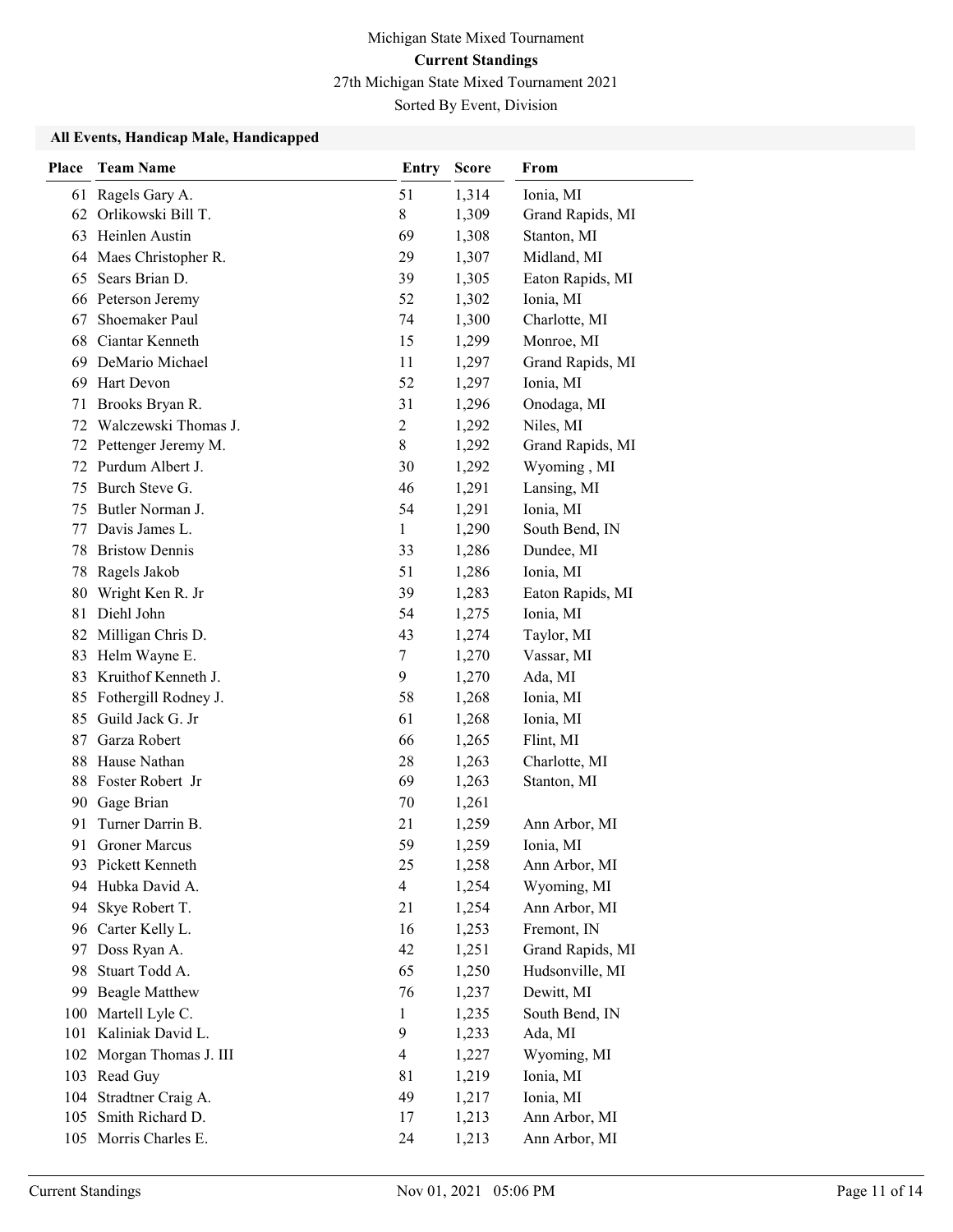Michigan State Mixed Tournament

**Current Standings**

27th Michigan State Mixed Tournament 2021

Sorted By Event, Division

### All Events, Handicap Male, Handicapped

| Place | Team Name | Entry | Score | From |
|---|---|---|---|---|
| 61 | Ragels Gary A. | 51 | 1,314 | Ionia, MI |
| 62 | Orlikowski Bill T. | 8 | 1,309 | Grand Rapids, MI |
| 63 | Heinlen Austin | 69 | 1,308 | Stanton, MI |
| 64 | Maes Christopher R. | 29 | 1,307 | Midland, MI |
| 65 | Sears Brian D. | 39 | 1,305 | Eaton Rapids, MI |
| 66 | Peterson Jeremy | 52 | 1,302 | Ionia, MI |
| 67 | Shoemaker Paul | 74 | 1,300 | Charlotte, MI |
| 68 | Ciantar Kenneth | 15 | 1,299 | Monroe, MI |
| 69 | DeMario Michael | 11 | 1,297 | Grand Rapids, MI |
| 69 | Hart Devon | 52 | 1,297 | Ionia, MI |
| 71 | Brooks Bryan R. | 31 | 1,296 | Onodaga, MI |
| 72 | Walczewski Thomas J. | 2 | 1,292 | Niles, MI |
| 72 | Pettenger Jeremy M. | 8 | 1,292 | Grand Rapids, MI |
| 72 | Purdum Albert J. | 30 | 1,292 | Wyoming , MI |
| 75 | Burch Steve G. | 46 | 1,291 | Lansing, MI |
| 75 | Butler Norman J. | 54 | 1,291 | Ionia, MI |
| 77 | Davis James L. | 1 | 1,290 | South Bend, IN |
| 78 | Bristow Dennis | 33 | 1,286 | Dundee, MI |
| 78 | Ragels Jakob | 51 | 1,286 | Ionia, MI |
| 80 | Wright Ken R. Jr | 39 | 1,283 | Eaton Rapids, MI |
| 81 | Diehl John | 54 | 1,275 | Ionia, MI |
| 82 | Milligan Chris D. | 43 | 1,274 | Taylor, MI |
| 83 | Helm Wayne E. | 7 | 1,270 | Vassar, MI |
| 83 | Kruithof Kenneth J. | 9 | 1,270 | Ada, MI |
| 85 | Fothergill Rodney J. | 58 | 1,268 | Ionia, MI |
| 85 | Guild Jack G. Jr | 61 | 1,268 | Ionia, MI |
| 87 | Garza Robert | 66 | 1,265 | Flint, MI |
| 88 | Hause Nathan | 28 | 1,263 | Charlotte, MI |
| 88 | Foster Robert Jr | 69 | 1,263 | Stanton, MI |
| 90 | Gage Brian | 70 | 1,261 | |
| 91 | Turner Darrin B. | 21 | 1,259 | Ann Arbor, MI |
| 91 | Groner Marcus | 59 | 1,259 | Ionia, MI |
| 93 | Pickett Kenneth | 25 | 1,258 | Ann Arbor, MI |
| 94 | Hubka David A. | 4 | 1,254 | Wyoming, MI |
| 94 | Skye Robert T. | 21 | 1,254 | Ann Arbor, MI |
| 96 | Carter Kelly L. | 16 | 1,253 | Fremont, IN |
| 97 | Doss Ryan A. | 42 | 1,251 | Grand Rapids, MI |
| 98 | Stuart Todd A. | 65 | 1,250 | Hudsonville, MI |
| 99 | Beagle Matthew | 76 | 1,237 | Dewitt, MI |
| 100 | Martell Lyle C. | 1 | 1,235 | South Bend, IN |
| 101 | Kaliniak David L. | 9 | 1,233 | Ada, MI |
| 102 | Morgan Thomas J. III | 4 | 1,227 | Wyoming, MI |
| 103 | Read Guy | 81 | 1,219 | Ionia, MI |
| 104 | Stradtner Craig A. | 49 | 1,217 | Ionia, MI |
| 105 | Smith Richard D. | 17 | 1,213 | Ann Arbor, MI |
| 105 | Morris Charles E. | 24 | 1,213 | Ann Arbor, MI |

Current Standings Nov 01, 2021 05:06 PM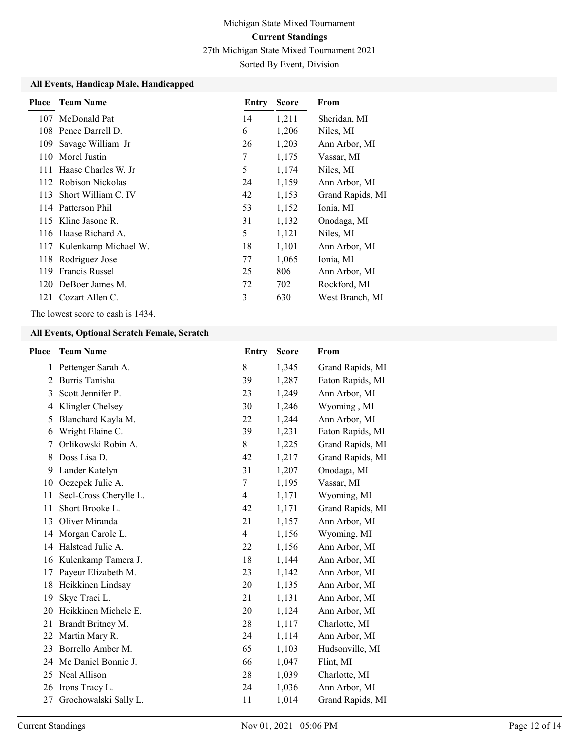Michigan State Mixed Tournament

**Current Standings**

27th Michigan State Mixed Tournament 2021

Sorted By Event, Division

### All Events, Handicap Male, Handicapped

| Place | Team Name | Entry | Score | From |
|---|---|---|---|---|
| 107 | McDonald Pat | 14 | 1,211 | Sheridan, MI |
| 108 | Pence Darrell D. | 6 | 1,206 | Niles, MI |
| 109 | Savage William Jr | 26 | 1,203 | Ann Arbor, MI |
| 110 | Morel Justin | 7 | 1,175 | Vassar, MI |
| 111 | Haase Charles W. Jr | 5 | 1,174 | Niles, MI |
| 112 | Robison Nickolas | 24 | 1,159 | Ann Arbor, MI |
| 113 | Short William C. IV | 42 | 1,153 | Grand Rapids, MI |
| 114 | Patterson Phil | 53 | 1,152 | Ionia, MI |
| 115 | Kline Jasone R. | 31 | 1,132 | Onodaga, MI |
| 116 | Haase Richard A. | 5 | 1,121 | Niles, MI |
| 117 | Kulenkamp Michael W. | 18 | 1,101 | Ann Arbor, MI |
| 118 | Rodriguez Jose | 77 | 1,065 | Ionia, MI |
| 119 | Francis Russel | 25 | 806 | Ann Arbor, MI |
| 120 | DeBoer James M. | 72 | 702 | Rockford, MI |
| 121 | Cozart Allen C. | 3 | 630 | West Branch, MI |

The lowest score to cash is 1434.

### All Events, Optional Scratch Female, Scratch

| Place | Team Name | Entry | Score | From |
|---|---|---|---|---|
| 1 | Pettenger Sarah A. | 8 | 1,345 | Grand Rapids, MI |
| 2 | Burris Tanisha | 39 | 1,287 | Eaton Rapids, MI |
| 3 | Scott Jennifer P. | 23 | 1,249 | Ann Arbor, MI |
| 4 | Klingler Chelsey | 30 | 1,246 | Wyoming , MI |
| 5 | Blanchard Kayla M. | 22 | 1,244 | Ann Arbor, MI |
| 6 | Wright Elaine C. | 39 | 1,231 | Eaton Rapids, MI |
| 7 | Orlikowski Robin A. | 8 | 1,225 | Grand Rapids, MI |
| 8 | Doss Lisa D. | 42 | 1,217 | Grand Rapids, MI |
| 9 | Lander Katelyn | 31 | 1,207 | Onodaga, MI |
| 10 | Oczepek Julie A. | 7 | 1,195 | Vassar, MI |
| 11 | Secl-Cross Cherylle L. | 4 | 1,171 | Wyoming, MI |
| 11 | Short Brooke L. | 42 | 1,171 | Grand Rapids, MI |
| 13 | Oliver Miranda | 21 | 1,157 | Ann Arbor, MI |
| 14 | Morgan Carole L. | 4 | 1,156 | Wyoming, MI |
| 14 | Halstead Julie A. | 22 | 1,156 | Ann Arbor, MI |
| 16 | Kulenkamp Tamera J. | 18 | 1,144 | Ann Arbor, MI |
| 17 | Payeur Elizabeth M. | 23 | 1,142 | Ann Arbor, MI |
| 18 | Heikkinen Lindsay | 20 | 1,135 | Ann Arbor, MI |
| 19 | Skye Traci L. | 21 | 1,131 | Ann Arbor, MI |
| 20 | Heikkinen Michele E. | 20 | 1,124 | Ann Arbor, MI |
| 21 | Brandt Britney M. | 28 | 1,117 | Charlotte, MI |
| 22 | Martin Mary R. | 24 | 1,114 | Ann Arbor, MI |
| 23 | Borrello Amber M. | 65 | 1,103 | Hudsonville, MI |
| 24 | Mc Daniel Bonnie J. | 66 | 1,047 | Flint, MI |
| 25 | Neal Allison | 28 | 1,039 | Charlotte, MI |
| 26 | Irons Tracy L. | 24 | 1,036 | Ann Arbor, MI |
| 27 | Grochowalski Sally L. | 11 | 1,014 | Grand Rapids, MI |

Current Standings Nov 01, 2021 05:06 PM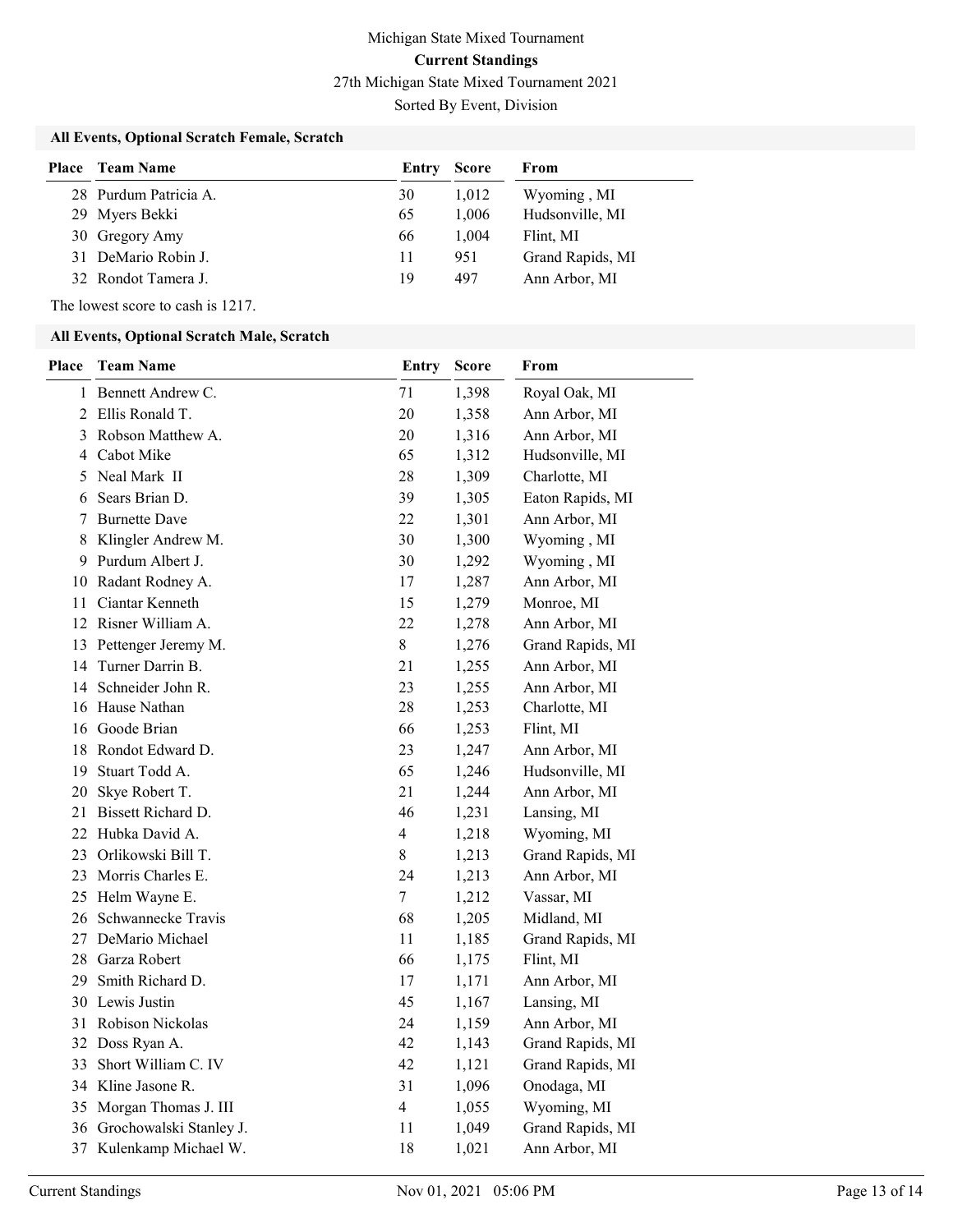Michigan State Mixed Tournament

**Current Standings**

27th Michigan State Mixed Tournament 2021

Sorted By Event, Division

### All Events, Optional Scratch Female, Scratch

| Place | Team Name | Entry | Score | From |
|---|---|---|---|---|
| 28 | Purdum Patricia A. | 30 | 1,012 | Wyoming , MI |
| 29 | Myers Bekki | 65 | 1,006 | Hudsonville, MI |
| 30 | Gregory Amy | 66 | 1,004 | Flint, MI |
| 31 | DeMario Robin J. | 11 | 951 | Grand Rapids, MI |
| 32 | Rondot Tamera J. | 19 | 497 | Ann Arbor, MI |

The lowest score to cash is 1217.

### All Events, Optional Scratch Male, Scratch

| Place | Team Name | Entry | Score | From |
|---|---|---|---|---|
| 1 | Bennett Andrew C. | 71 | 1,398 | Royal Oak, MI |
| 2 | Ellis Ronald T. | 20 | 1,358 | Ann Arbor, MI |
| 3 | Robson Matthew A. | 20 | 1,316 | Ann Arbor, MI |
| 4 | Cabot Mike | 65 | 1,312 | Hudsonville, MI |
| 5 | Neal Mark II | 28 | 1,309 | Charlotte, MI |
| 6 | Sears Brian D. | 39 | 1,305 | Eaton Rapids, MI |
| 7 | Burnette Dave | 22 | 1,301 | Ann Arbor, MI |
| 8 | Klingler Andrew M. | 30 | 1,300 | Wyoming , MI |
| 9 | Purdum Albert J. | 30 | 1,292 | Wyoming , MI |
| 10 | Radant Rodney A. | 17 | 1,287 | Ann Arbor, MI |
| 11 | Ciantar Kenneth | 15 | 1,279 | Monroe, MI |
| 12 | Risner William A. | 22 | 1,278 | Ann Arbor, MI |
| 13 | Pettenger Jeremy M. | 8 | 1,276 | Grand Rapids, MI |
| 14 | Turner Darrin B. | 21 | 1,255 | Ann Arbor, MI |
| 14 | Schneider John R. | 23 | 1,255 | Ann Arbor, MI |
| 16 | Hause Nathan | 28 | 1,253 | Charlotte, MI |
| 16 | Goode Brian | 66 | 1,253 | Flint, MI |
| 18 | Rondot Edward D. | 23 | 1,247 | Ann Arbor, MI |
| 19 | Stuart Todd A. | 65 | 1,246 | Hudsonville, MI |
| 20 | Skye Robert T. | 21 | 1,244 | Ann Arbor, MI |
| 21 | Bissett Richard D. | 46 | 1,231 | Lansing, MI |
| 22 | Hubka David A. | 4 | 1,218 | Wyoming, MI |
| 23 | Orlikowski Bill T. | 8 | 1,213 | Grand Rapids, MI |
| 23 | Morris Charles E. | 24 | 1,213 | Ann Arbor, MI |
| 25 | Helm Wayne E. | 7 | 1,212 | Vassar, MI |
| 26 | Schwannecke Travis | 68 | 1,205 | Midland, MI |
| 27 | DeMario Michael | 11 | 1,185 | Grand Rapids, MI |
| 28 | Garza Robert | 66 | 1,175 | Flint, MI |
| 29 | Smith Richard D. | 17 | 1,171 | Ann Arbor, MI |
| 30 | Lewis Justin | 45 | 1,167 | Lansing, MI |
| 31 | Robison Nickolas | 24 | 1,159 | Ann Arbor, MI |
| 32 | Doss Ryan A. | 42 | 1,143 | Grand Rapids, MI |
| 33 | Short William C. IV | 42 | 1,121 | Grand Rapids, MI |
| 34 | Kline Jasone R. | 31 | 1,096 | Onodaga, MI |
| 35 | Morgan Thomas J. III | 4 | 1,055 | Wyoming, MI |
| 36 | Grochowalski Stanley J. | 11 | 1,049 | Grand Rapids, MI |
| 37 | Kulenkamp Michael W. | 18 | 1,021 | Ann Arbor, MI |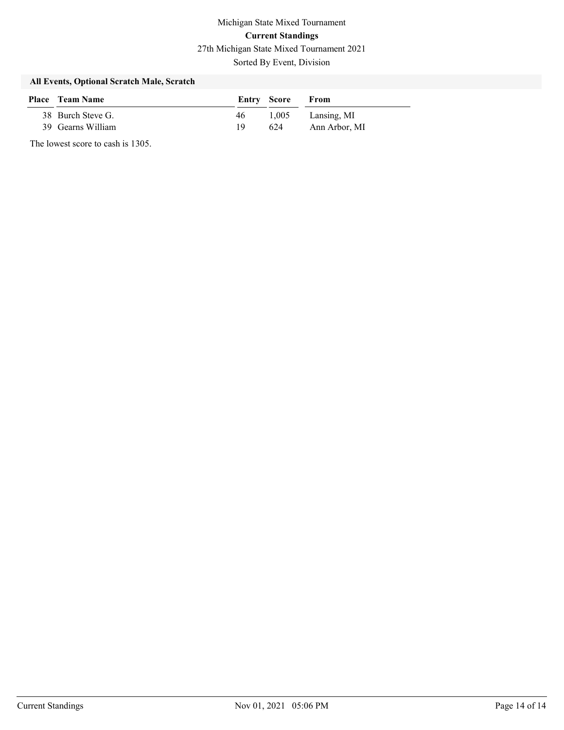Michigan State Mixed Tournament

**Current Standings**

27th Michigan State Mixed Tournament 2021

Sorted By Event, Division

### All Events, Optional Scratch Male, Scratch

| Place | Team Name | Entry | Score | From |
|---|---|---|---|---|
| 38 | Burch Steve G. | 46 | 1,005 | Lansing, MI |
| 39 | Gearns William | 19 | 624 | Ann Arbor, MI |

The lowest score to cash is 1305.